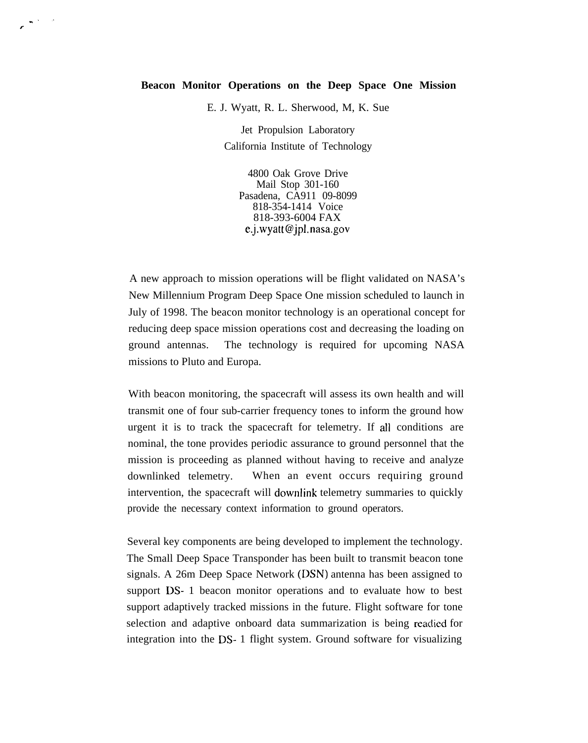**Beacon Monitor Operations on the Deep Space One Mission**

E. J. Wyatt, R. L. Sherwood, M, K. Sue

Jet Propulsion Laboratory
California Institute of Technology

4800 Oak Grove Drive
Mail Stop 301-160
Pasadena, CA911 09-8099
818-354-1414 Voice
818-393-6004 FAX
e.j.wyatt@jpl.nasa.gov

A new approach to mission operations will be flight validated on NASA's New Millennium Program Deep Space One mission scheduled to launch in July of 1998. The beacon monitor technology is an operational concept for reducing deep space mission operations cost and decreasing the loading on ground antennas. The technology is required for upcoming NASA missions to Pluto and Europa.

With beacon monitoring, the spacecraft will assess its own health and will transmit one of four sub-carrier frequency tones to inform the ground how urgent it is to track the spacecraft for telemetry. If all conditions are nominal, the tone provides periodic assurance to ground personnel that the mission is proceeding as planned without having to receive and analyze downlinked telemetry. When an event occurs requiring ground intervention, the spacecraft will downlink telemetry summaries to quickly provide the necessary context information to ground operators.

Several key components are being developed to implement the technology. The Small Deep Space Transponder has been built to transmit beacon tone signals. A 26m Deep Space Network (DSN) antenna has been assigned to support DS- 1 beacon monitor operations and to evaluate how to best support adaptively tracked missions in the future. Flight software for tone selection and adaptive onboard data summarization is being readied for integration into the DS- 1 flight system. Ground software for visualizing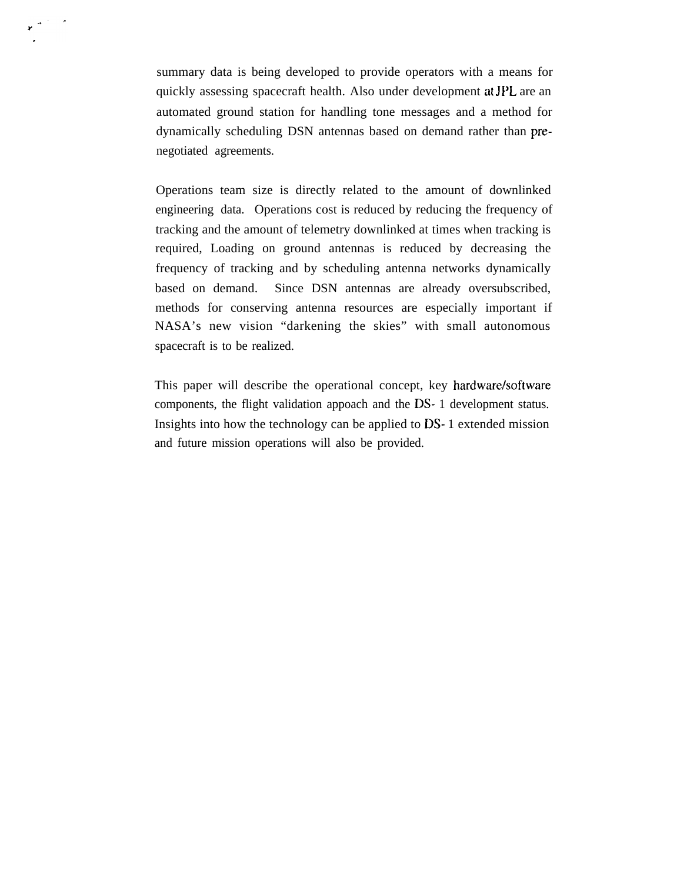summary data is being developed to provide operators with a means for quickly assessing spacecraft health. Also under development at JPL are an automated ground station for handling tone messages and a method for dynamically scheduling DSN antennas based on demand rather than pre-negotiated agreements.

Operations team size is directly related to the amount of downlinked engineering data. Operations cost is reduced by reducing the frequency of tracking and the amount of telemetry downlinked at times when tracking is required, Loading on ground antennas is reduced by decreasing the frequency of tracking and by scheduling antenna networks dynamically based on demand. Since DSN antennas are already oversubscribed, methods for conserving antenna resources are especially important if NASA's new vision "darkening the skies" with small autonomous spacecraft is to be realized.

This paper will describe the operational concept, key hardware/software components, the flight validation appoach and the DS- 1 development status. Insights into how the technology can be applied to DS- 1 extended mission and future mission operations will also be provided.